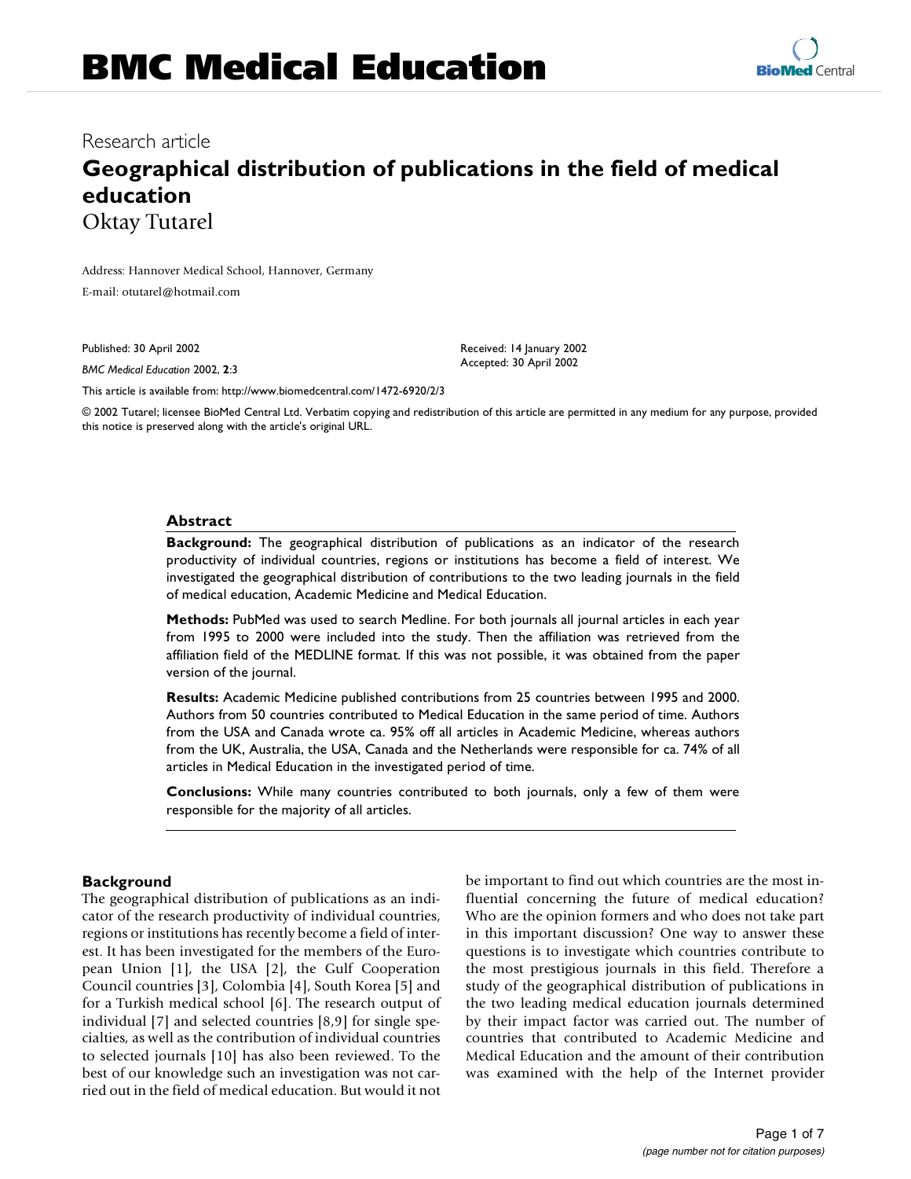# BMC Medical Education

Research article

## Geographical distribution of publications in the field of medical education

Oktay Tutarel

Address: Hannover Medical School, Hannover, Germany

E-mail: otutarel@hotmail.com

Published: 30 April 2002

*BMC Medical Education* 2002, **2**:3

Received: 14 January 2002

Accepted: 30 April 2002

This article is available from: http://www.biomedcentral.com/1472-6920/2/3

© 2002 Tutarel; licensee BioMed Central Ltd. Verbatim copying and redistribution of this article are permitted in any medium for any purpose, provided this notice is preserved along with the article's original URL.

### Abstract

**Background:** The geographical distribution of publications as an indicator of the research productivity of individual countries, regions or institutions has become a field of interest. We investigated the geographical distribution of contributions to the two leading journals in the field of medical education, Academic Medicine and Medical Education.

**Methods:** PubMed was used to search Medline. For both journals all journal articles in each year from 1995 to 2000 were included into the study. Then the affiliation was retrieved from the affiliation field of the MEDLINE format. If this was not possible, it was obtained from the paper version of the journal.

**Results:** Academic Medicine published contributions from 25 countries between 1995 and 2000. Authors from 50 countries contributed to Medical Education in the same period of time. Authors from the USA and Canada wrote ca. 95% off all articles in Academic Medicine, whereas authors from the UK, Australia, the USA, Canada and the Netherlands were responsible for ca. 74% of all articles in Medical Education in the investigated period of time.

**Conclusions:** While many countries contributed to both journals, only a few of them were responsible for the majority of all articles.

### Background

The geographical distribution of publications as an indicator of the research productivity of individual countries, regions or institutions has recently become a field of interest. It has been investigated for the members of the European Union [1], the USA [2], the Gulf Cooperation Council countries [3], Colombia [4], South Korea [5] and for a Turkish medical school [6]. The research output of individual [7] and selected countries [8,9] for single specialties, as well as the contribution of individual countries to selected journals [10] has also been reviewed. To the best of our knowledge such an investigation was not carried out in the field of medical education. But would it not be important to find out which countries are the most influential concerning the future of medical education? Who are the opinion formers and who does not take part in this important discussion? One way to answer these questions is to investigate which countries contribute to the most prestigious journals in this field. Therefore a study of the geographical distribution of publications in the two leading medical education journals determined by their impact factor was carried out. The number of countries that contributed to Academic Medicine and Medical Education and the amount of their contribution was examined with the help of the Internet provider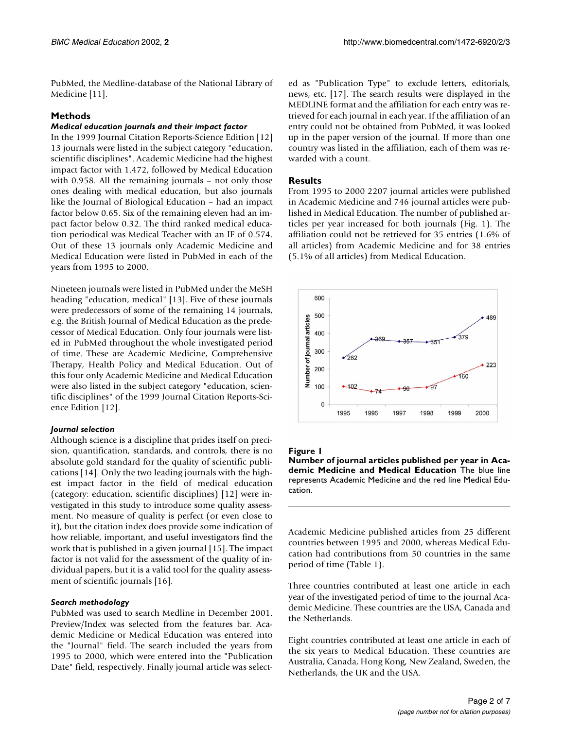PubMed, the Medline-database of the National Library of Medicine [11].

## Methods

### *Medical education journals and their impact factor*

In the 1999 Journal Citation Reports-Science Edition [12] 13 journals were listed in the subject category "education, scientific disciplines". Academic Medicine had the highest impact factor with 1.472, followed by Medical Education with 0.958. All the remaining journals – not only those ones dealing with medical education, but also journals like the Journal of Biological Education – had an impact factor below 0.65. Six of the remaining eleven had an impact factor below 0.32. The third ranked medical education periodical was Medical Teacher with an IF of 0.574. Out of these 13 journals only Academic Medicine and Medical Education were listed in PubMed in each of the years from 1995 to 2000.

Nineteen journals were listed in PubMed under the MeSH heading "education, medical" [13]. Five of these journals were predecessors of some of the remaining 14 journals, e.g. the British Journal of Medical Education as the predecessor of Medical Education. Only four journals were listed in PubMed throughout the whole investigated period of time. These are Academic Medicine, Comprehensive Therapy, Health Policy and Medical Education. Out of this four only Academic Medicine and Medical Education were also listed in the subject category "education, scientific disciplines" of the 1999 Journal Citation Reports-Science Edition [12].

### *Journal selection*

Although science is a discipline that prides itself on precision, quantification, standards, and controls, there is no absolute gold standard for the quality of scientific publications [14]. Only the two leading journals with the highest impact factor in the field of medical education (category: education, scientific disciplines) [12] were investigated in this study to introduce some quality assessment. No measure of quality is perfect (or even close to it), but the citation index does provide some indication of how reliable, important, and useful investigators find the work that is published in a given journal [15]. The impact factor is not valid for the assessment of the quality of individual papers, but it is a valid tool for the quality assessment of scientific journals [16].

### *Search methodology*

PubMed was used to search Medline in December 2001. Preview/Index was selected from the features bar. Academic Medicine or Medical Education was entered into the "Journal" field. The search included the years from 1995 to 2000, which were entered into the "Publication Date" field, respectively. Finally journal article was selected as "Publication Type" to exclude letters, editorials, news, etc. [17]. The search results were displayed in the MEDLINE format and the affiliation for each entry was retrieved for each journal in each year. If the affiliation of an entry could not be obtained from PubMed, it was looked up in the paper version of the journal. If more than one country was listed in the affiliation, each of them was rewarded with a count.

## Results

From 1995 to 2000 2207 journal articles were published in Academic Medicine and 746 journal articles were published in Medical Education. The number of published articles per year increased for both journals (Fig. 1). The affiliation could not be retrieved for 35 entries (1.6% of all articles) from Academic Medicine and for 38 entries (5.1% of all articles) from Medical Education.

**Figure 1**
**Number of journal articles published per year in Academic Medicine and Medical Education** The blue line represents Academic Medicine and the red line Medical Education.

Academic Medicine published articles from 25 different countries between 1995 and 2000, whereas Medical Education had contributions from 50 countries in the same period of time (Table 1).

Three countries contributed at least one article in each year of the investigated period of time to the journal Academic Medicine. These countries are the USA, Canada and the Netherlands.

Eight countries contributed at least one article in each of the six years to Medical Education. These countries are Australia, Canada, Hong Kong, New Zealand, Sweden, the Netherlands, the UK and the USA.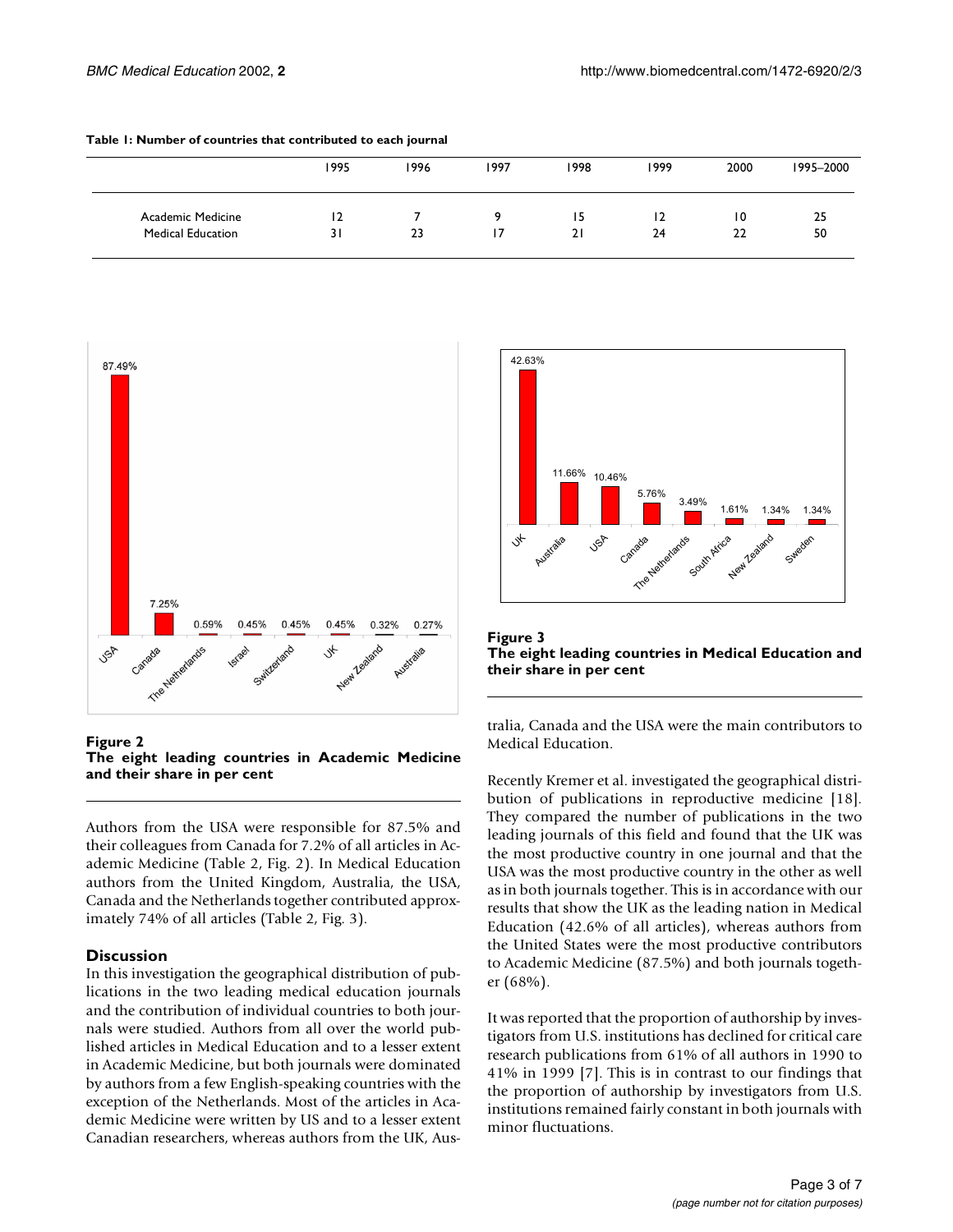**Table 1: Number of countries that contributed to each journal**

| | 1995 | 1996 | 1997 | 1998 | 1999 | 2000 | 1995–2000 |
|---|---|---|---|---|---|---|---|
| Academic Medicine | 12 | 7 | 9 | 15 | 12 | 10 | 25 |
| Medical Education | 31 | 23 | 17 | 21 | 24 | 22 | 50 |

**Figure 2**
**The eight leading countries in Academic Medicine and their share in per cent**

**Figure 3**
**The eight leading countries in Medical Education and their share in per cent**

Authors from the USA were responsible for 87.5% and their colleagues from Canada for 7.2% of all articles in Academic Medicine (Table 2, Fig. 2). In Medical Education authors from the United Kingdom, Australia, the USA, Canada and the Netherlands together contributed approximately 74% of all articles (Table 2, Fig. 3).

## Discussion

In this investigation the geographical distribution of publications in the two leading medical education journals and the contribution of individual countries to both journals were studied. Authors from all over the world published articles in Medical Education and to a lesser extent in Academic Medicine, but both journals were dominated by authors from a few English-speaking countries with the exception of the Netherlands. Most of the articles in Academic Medicine were written by US and to a lesser extent Canadian researchers, whereas authors from the UK, Australia, Canada and the USA were the main contributors to Medical Education.

Recently Kremer et al. investigated the geographical distribution of publications in reproductive medicine [18]. They compared the number of publications in the two leading journals of this field and found that the UK was the most productive country in one journal and that the USA was the most productive country in the other as well as in both journals together. This is in accordance with our results that show the UK as the leading nation in Medical Education (42.6% of all articles), whereas authors from the United States were the most productive contributors to Academic Medicine (87.5%) and both journals together (68%).

It was reported that the proportion of authorship by investigators from U.S. institutions has declined for critical care research publications from 61% of all authors in 1990 to 41% in 1999 [7]. This is in contrast to our findings that the proportion of authorship by investigators from U.S. institutions remained fairly constant in both journals with minor fluctuations.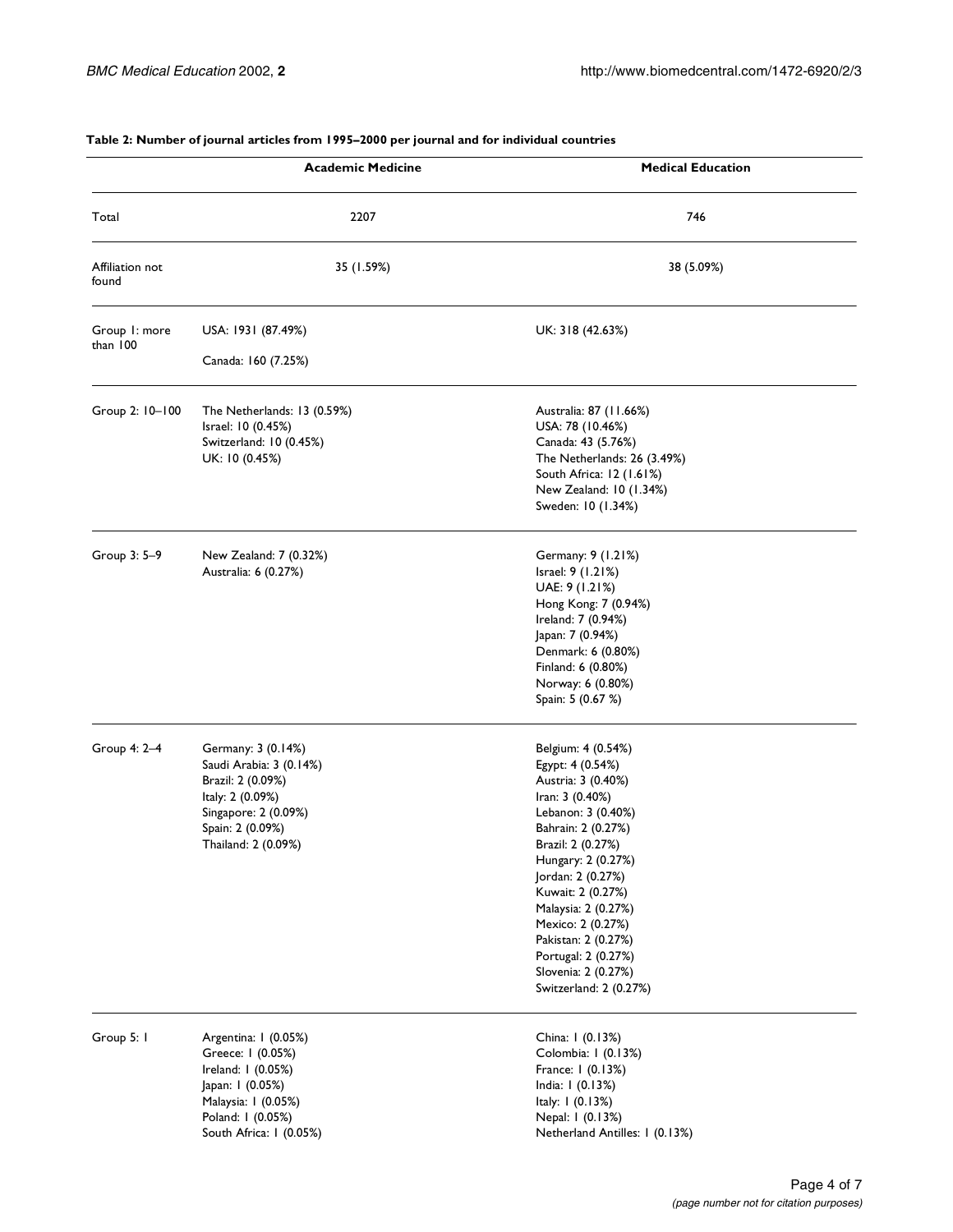**Table 2: Number of journal articles from 1995–2000 per journal and for individual countries**

| | Academic Medicine | Medical Education |
| --- | --- | --- |
| Total | 2207 | 746 |
| Affiliation not found | 35 (1.59%) | 38 (5.09%) |
| Group 1: more than 100 | USA: 1931 (87.49%)<br>Canada: 160 (7.25%) | UK: 318 (42.63%) |
| Group 2: 10–100 | The Netherlands: 13 (0.59%)<br>Israel: 10 (0.45%)<br>Switzerland: 10 (0.45%)<br>UK: 10 (0.45%) | Australia: 87 (11.66%)<br>USA: 78 (10.46%)<br>Canada: 43 (5.76%)<br>The Netherlands: 26 (3.49%)<br>South Africa: 12 (1.61%)<br>New Zealand: 10 (1.34%)<br>Sweden: 10 (1.34%) |
| Group 3: 5–9 | New Zealand: 7 (0.32%)<br>Australia: 6 (0.27%) | Germany: 9 (1.21%)<br>Israel: 9 (1.21%)<br>UAE: 9 (1.21%)<br>Hong Kong: 7 (0.94%)<br>Ireland: 7 (0.94%)<br>Japan: 7 (0.94%)<br>Denmark: 6 (0.80%)<br>Finland: 6 (0.80%)<br>Norway: 6 (0.80%)<br>Spain: 5 (0.67 %) |
| Group 4: 2–4 | Germany: 3 (0.14%)<br>Saudi Arabia: 3 (0.14%)<br>Brazil: 2 (0.09%)<br>Italy: 2 (0.09%)<br>Singapore: 2 (0.09%)<br>Spain: 2 (0.09%)<br>Thailand: 2 (0.09%) | Belgium: 4 (0.54%)<br>Egypt: 4 (0.54%)<br>Austria: 3 (0.40%)<br>Iran: 3 (0.40%)<br>Lebanon: 3 (0.40%)<br>Bahrain: 2 (0.27%)<br>Brazil: 2 (0.27%)<br>Hungary: 2 (0.27%)<br>Jordan: 2 (0.27%)<br>Kuwait: 2 (0.27%)<br>Malaysia: 2 (0.27%)<br>Mexico: 2 (0.27%)<br>Pakistan: 2 (0.27%)<br>Portugal: 2 (0.27%)<br>Slovenia: 2 (0.27%)<br>Switzerland: 2 (0.27%) |
| Group 5: 1 | Argentina: 1 (0.05%)<br>Greece: 1 (0.05%)<br>Ireland: 1 (0.05%)<br>Japan: 1 (0.05%)<br>Malaysia: 1 (0.05%)<br>Poland: 1 (0.05%)<br>South Africa: 1 (0.05%) | China: 1 (0.13%)<br>Colombia: 1 (0.13%)<br>France: 1 (0.13%)<br>India: 1 (0.13%)<br>Italy: 1 (0.13%)<br>Nepal: 1 (0.13%)<br>Netherland Antilles: 1 (0.13%) |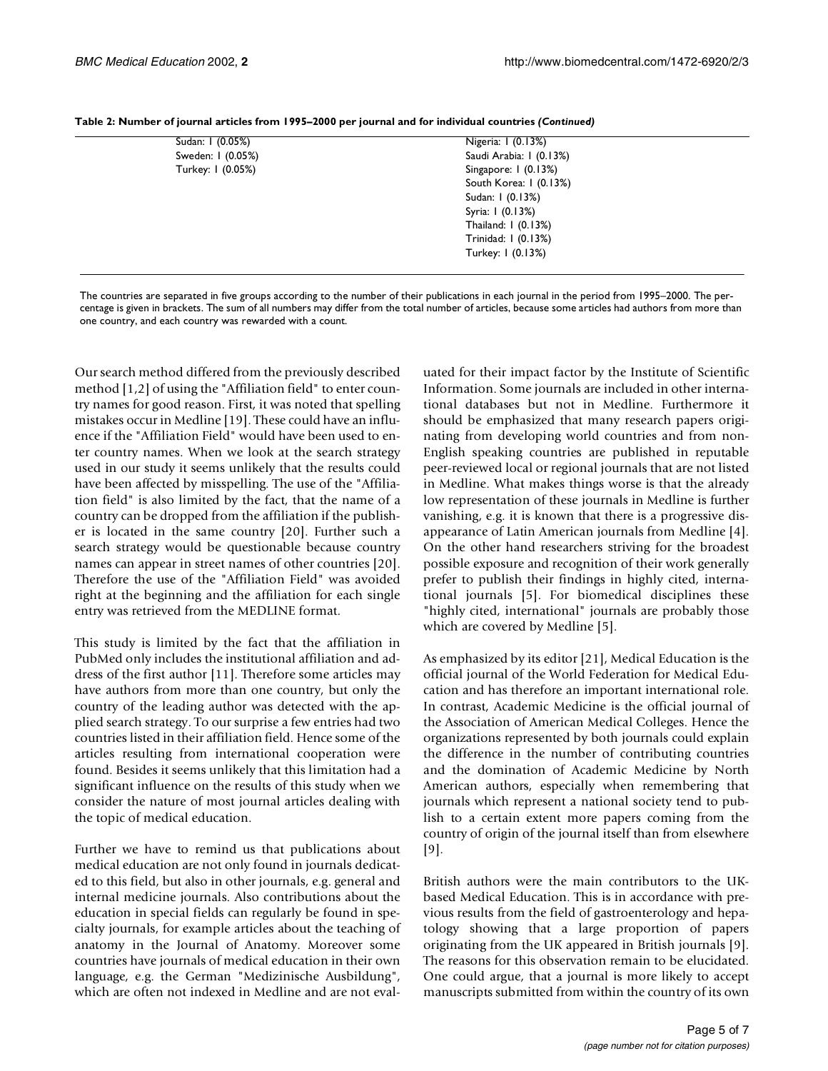**Table 2: Number of journal articles from 1995–2000 per journal and for individual countries *(Continued)***

| | |
|---|---|
| Sudan: 1 (0.05%) | Nigeria: 1 (0.13%) |
| Sweden: 1 (0.05%) | Saudi Arabia: 1 (0.13%) |
| Turkey: 1 (0.05%) | Singapore: 1 (0.13%) |
| | South Korea: 1 (0.13%) |
| | Sudan: 1 (0.13%) |
| | Syria: 1 (0.13%) |
| | Thailand: 1 (0.13%) |
| | Trinidad: 1 (0.13%) |
| | Turkey: 1 (0.13%) |

The countries are separated in five groups according to the number of their publications in each journal in the period from 1995–2000. The percentage is given in brackets. The sum of all numbers may differ from the total number of articles, because some articles had authors from more than one country, and each country was rewarded with a count.

Our search method differed from the previously described method [1,2] of using the "Affiliation field" to enter country names for good reason. First, it was noted that spelling mistakes occur in Medline [19]. These could have an influence if the "Affiliation Field" would have been used to enter country names. When we look at the search strategy used in our study it seems unlikely that the results could have been affected by misspelling. The use of the "Affiliation field" is also limited by the fact, that the name of a country can be dropped from the affiliation if the publisher is located in the same country [20]. Further such a search strategy would be questionable because country names can appear in street names of other countries [20]. Therefore the use of the "Affiliation Field" was avoided right at the beginning and the affiliation for each single entry was retrieved from the MEDLINE format.

This study is limited by the fact that the affiliation in PubMed only includes the institutional affiliation and address of the first author [11]. Therefore some articles may have authors from more than one country, but only the country of the leading author was detected with the applied search strategy. To our surprise a few entries had two countries listed in their affiliation field. Hence some of the articles resulting from international cooperation were found. Besides it seems unlikely that this limitation had a significant influence on the results of this study when we consider the nature of most journal articles dealing with the topic of medical education.

Further we have to remind us that publications about medical education are not only found in journals dedicated to this field, but also in other journals, e.g. general and internal medicine journals. Also contributions about the education in special fields can regularly be found in specialty journals, for example articles about the teaching of anatomy in the Journal of Anatomy. Moreover some countries have journals of medical education in their own language, e.g. the German "Medizinische Ausbildung", which are often not indexed in Medline and are not evaluated for their impact factor by the Institute of Scientific Information. Some journals are included in other international databases but not in Medline. Furthermore it should be emphasized that many research papers originating from developing world countries and from non-English speaking countries are published in reputable peer-reviewed local or regional journals that are not listed in Medline. What makes things worse is that the already low representation of these journals in Medline is further vanishing, e.g. it is known that there is a progressive disappearance of Latin American journals from Medline [4]. On the other hand researchers striving for the broadest possible exposure and recognition of their work generally prefer to publish their findings in highly cited, international journals [5]. For biomedical disciplines these "highly cited, international" journals are probably those which are covered by Medline [5].

As emphasized by its editor [21], Medical Education is the official journal of the World Federation for Medical Education and has therefore an important international role. In contrast, Academic Medicine is the official journal of the Association of American Medical Colleges. Hence the organizations represented by both journals could explain the difference in the number of contributing countries and the domination of Academic Medicine by North American authors, especially when remembering that journals which represent a national society tend to publish to a certain extent more papers coming from the country of origin of the journal itself than from elsewhere [9].

British authors were the main contributors to the UK-based Medical Education. This is in accordance with previous results from the field of gastroenterology and hepatology showing that a large proportion of papers originating from the UK appeared in British journals [9]. The reasons for this observation remain to be elucidated. One could argue, that a journal is more likely to accept manuscripts submitted from within the country of its own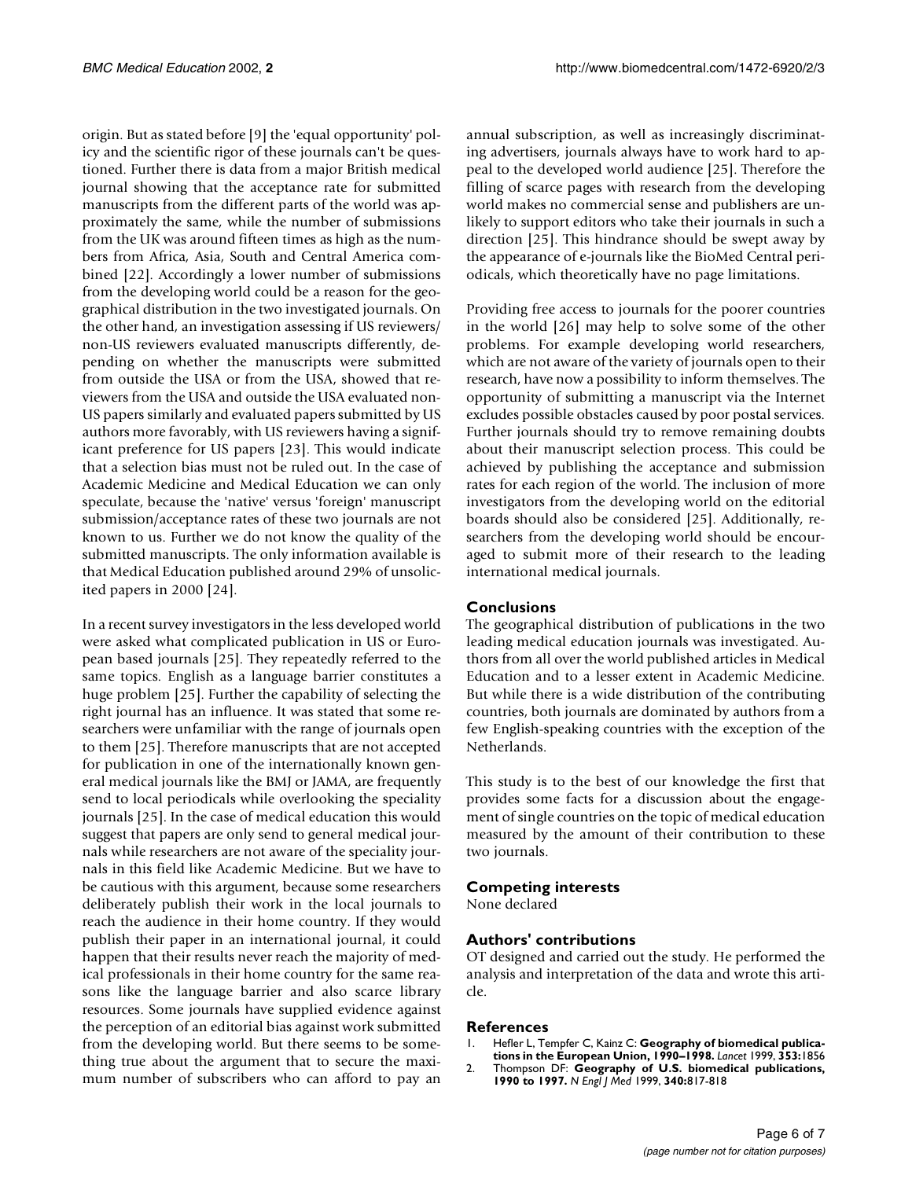origin. But as stated before [9] the 'equal opportunity' policy and the scientific rigor of these journals can't be questioned. Further there is data from a major British medical journal showing that the acceptance rate for submitted manuscripts from the different parts of the world was approximately the same, while the number of submissions from the UK was around fifteen times as high as the numbers from Africa, Asia, South and Central America combined [22]. Accordingly a lower number of submissions from the developing world could be a reason for the geographical distribution in the two investigated journals. On the other hand, an investigation assessing if US reviewers/non-US reviewers evaluated manuscripts differently, depending on whether the manuscripts were submitted from outside the USA or from the USA, showed that reviewers from the USA and outside the USA evaluated non-US papers similarly and evaluated papers submitted by US authors more favorably, with US reviewers having a significant preference for US papers [23]. This would indicate that a selection bias must not be ruled out. In the case of Academic Medicine and Medical Education we can only speculate, because the 'native' versus 'foreign' manuscript submission/acceptance rates of these two journals are not known to us. Further we do not know the quality of the submitted manuscripts. The only information available is that Medical Education published around 29% of unsolicited papers in 2000 [24].

In a recent survey investigators in the less developed world were asked what complicated publication in US or European based journals [25]. They repeatedly referred to the same topics. English as a language barrier constitutes a huge problem [25]. Further the capability of selecting the right journal has an influence. It was stated that some researchers were unfamiliar with the range of journals open to them [25]. Therefore manuscripts that are not accepted for publication in one of the internationally known general medical journals like the BMJ or JAMA, are frequently send to local periodicals while overlooking the speciality journals [25]. In the case of medical education this would suggest that papers are only send to general medical journals while researchers are not aware of the speciality journals in this field like Academic Medicine. But we have to be cautious with this argument, because some researchers deliberately publish their work in the local journals to reach the audience in their home country. If they would publish their paper in an international journal, it could happen that their results never reach the majority of medical professionals in their home country for the same reasons like the language barrier and also scarce library resources. Some journals have supplied evidence against the perception of an editorial bias against work submitted from the developing world. But there seems to be something true about the argument that to secure the maximum number of subscribers who can afford to pay an annual subscription, as well as increasingly discriminating advertisers, journals always have to work hard to appeal to the developed world audience [25]. Therefore the filling of scarce pages with research from the developing world makes no commercial sense and publishers are unlikely to support editors who take their journals in such a direction [25]. This hindrance should be swept away by the appearance of e-journals like the BioMed Central periodicals, which theoretically have no page limitations.

Providing free access to journals for the poorer countries in the world [26] may help to solve some of the other problems. For example developing world researchers, which are not aware of the variety of journals open to their research, have now a possibility to inform themselves. The opportunity of submitting a manuscript via the Internet excludes possible obstacles caused by poor postal services. Further journals should try to remove remaining doubts about their manuscript selection process. This could be achieved by publishing the acceptance and submission rates for each region of the world. The inclusion of more investigators from the developing world on the editorial boards should also be considered [25]. Additionally, researchers from the developing world should be encouraged to submit more of their research to the leading international medical journals.

## Conclusions

The geographical distribution of publications in the two leading medical education journals was investigated. Authors from all over the world published articles in Medical Education and to a lesser extent in Academic Medicine. But while there is a wide distribution of the contributing countries, both journals are dominated by authors from a few English-speaking countries with the exception of the Netherlands.

This study is to the best of our knowledge the first that provides some facts for a discussion about the engagement of single countries on the topic of medical education measured by the amount of their contribution to these two journals.

## Competing interests

None declared

## Authors' contributions

OT designed and carried out the study. He performed the analysis and interpretation of the data and wrote this article.

## References

1. Hefler L, Tempfer C, Kainz C: **Geography of biomedical publications in the European Union, 1990–1998.** *Lancet* 1999, **353:**1856
2. Thompson DF: **Geography of U.S. biomedical publications, 1990 to 1997.** *N Engl J Med* 1999, **340:**817-818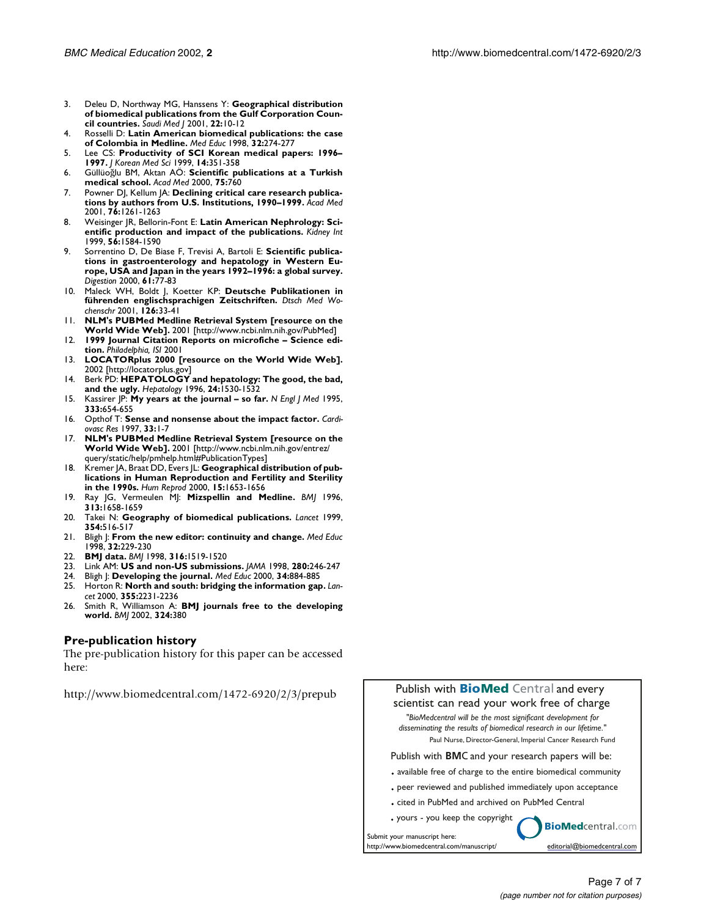3. Deleu D, Northway MG, Hanssens Y: **Geographical distribution of biomedical publications from the Gulf Corporation Council countries.** *Saudi Med J* 2001, **22:**10-12
4. Rosselli D: **Latin American biomedical publications: the case of Colombia in Medline.** *Med Educ* 1998, **32:**274-277
5. Lee CS: **Productivity of SCI Korean medical papers: 1996–1997.** *J Korean Med Sci* 1999, **14:**351-358
6. Güllüoğlu BM, Aktan AÖ: **Scientific publications at a Turkish medical school.** *Acad Med* 2000, **75:**760
7. Powner DJ, Kellum JA: **Declining critical care research publications by authors from U.S. Institutions, 1990–1999.** *Acad Med* 2001, **76:**1261-1263
8. Weisinger JR, Bellorin-Font E: **Latin American Nephrology: Scientific production and impact of the publications.** *Kidney Int* 1999, **56:**1584-1590
9. Sorrentino D, De Biase F, Trevisi A, Bartoli E: **Scientific publications in gastroenterology and hepatology in Western Europe, USA and Japan in the years 1992–1996: a global survey.** *Digestion* 2000, **61:**77-83
10. Maleck WH, Boldt J, Koetter KP: **Deutsche Publikationen in führenden englischsprachigen Zeitschriften.** *Dtsch Med Wochenschr* 2001, **126:**33-41
11. **NLM's PUBMed Medline Retrieval System [resource on the World Wide Web].** 2001 [http://www.ncbi.nlm.nih.gov/PubMed]
12. **1999 Journal Citation Reports on microfiche – Science edition.** *Philadelphia, ISI* 2001
13. **LOCATORplus 2000 [resource on the World Wide Web].** 2002 [http://locatorplus.gov]
14. Berk PD: **HEPATOLOGY and hepatology: The good, the bad, and the ugly.** *Hepatology* 1996, **24:**1530-1532
15. Kassirer JP: **My years at the journal – so far.** *N Engl J Med* 1995, **333:**654-655
16. Opthof T: **Sense and nonsense about the impact factor.** *Cardiovasc Res* 1997, **33:**1-7
17. **NLM's PUBMed Medline Retrieval System [resource on the World Wide Web].** 2001 [http://www.ncbi.nlm.nih.gov/entrez/query/static/help/pmhelp.html#PublicationTypes]
18. Kremer JA, Braat DD, Evers JL: **Geographical distribution of publications in Human Reproduction and Fertility and Sterility in the 1990s.** *Hum Reprod* 2000, **15:**1653-1656
19. Ray JG, Vermeulen MJ: **Mizspellin and Medline.** *BMJ* 1996, **313:**1658-1659
20. Takei N: **Geography of biomedical publications.** *Lancet* 1999, **354:**516-517
21. Bligh J: **From the new editor: continuity and change.** *Med Educ* 1998, **32:**229-230
22. **BMJ data.** *BMJ* 1998, **316:**1519-1520
23. Link AM: **US and non-US submissions.** *JAMA* 1998, **280:**246-247
24. Bligh J: **Developing the journal.** *Med Educ* 2000, **34:**884-885
25. Horton R: **North and south: bridging the information gap.** *Lancet* 2000, **355:**2231-2236
26. Smith R, Williamson A: **BMJ journals free to the developing world.** *BMJ* 2002, **324:**380

## Pre-publication history

The pre-publication history for this paper can be accessed here:

http://www.biomedcentral.com/1472-6920/2/3/prepub

Publish with **BioMed** Central and every scientist can read your work free of charge

*"BioMedcentral will be the most significant development for disseminating the results of biomedical research in our lifetime."*

Paul Nurse, Director-General, Imperial Cancer Research Fund

Publish with **BMC** and your research papers will be:

- available free of charge to the entire biomedical community
- peer reviewed and published immediately upon acceptance
- cited in PubMed and archived on PubMed Central
- yours - you keep the copyright

Submit your manuscript here:
http://www.biomedcentral.com/manuscript/

**BioMed**central.com

editorial@biomedcentral.com